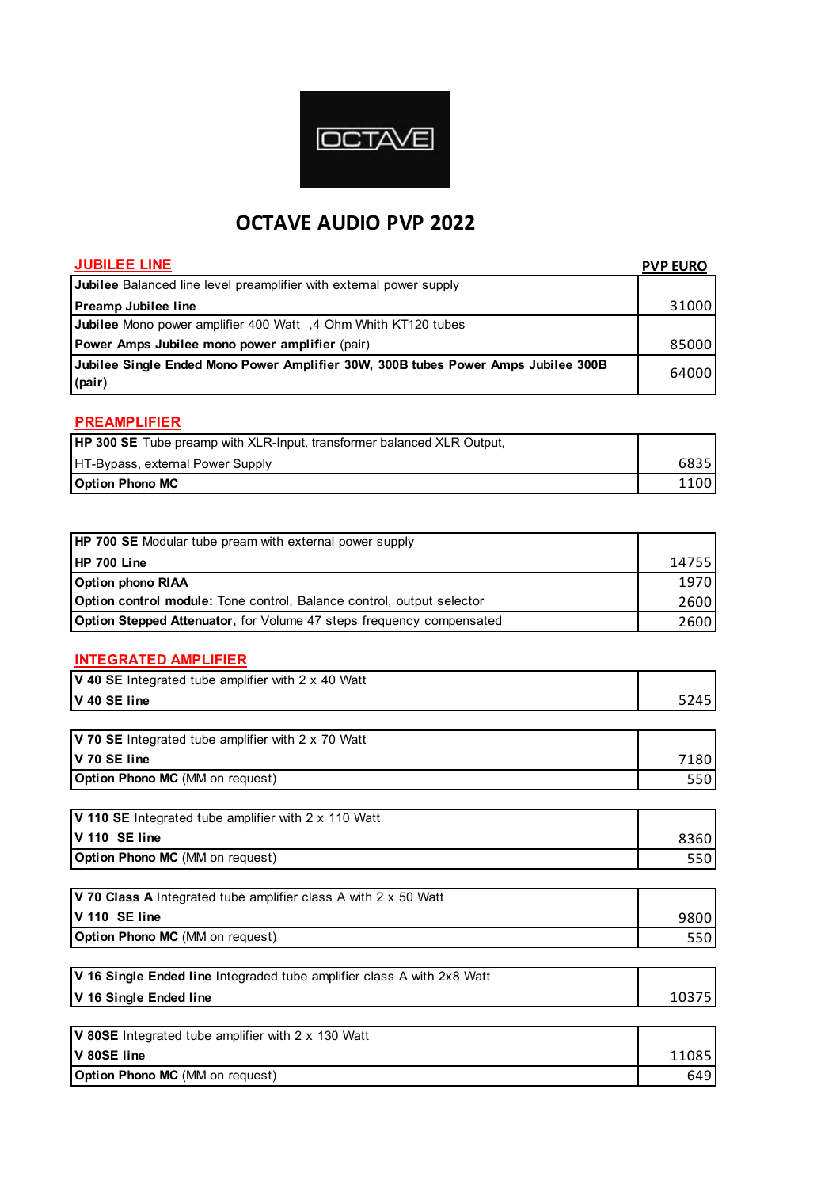OCTAVE

# OCTAVE AUDIO PVP 2022

## JUBILEE LINE

| | PVP EURO |
|---|---|
| **Jubilee** Balanced line level preamplifier with external power supply<br>**Preamp Jubilee line** | 31000 |
| **Jubilee** Mono power amplifier 400 Watt ,4 Ohm Whith KT120 tubes<br>**Power Amps Jubilee mono power amplifier** (pair) | 85000 |
| **Jubilee Single Ended Mono Power Amplifier 30W, 300B tubes Power Amps Jubilee 300B (pair)** | 64000 |

## PREAMPLIFIER

| | |
|---|---|
| **HP 300 SE** Tube preamp with XLR-Input, transformer balanced XLR Output,<br>HT-Bypass, external Power Supply | 6835 |
| **Option Phono MC** | 1100 |

| | |
|---|---|
| **HP 700 SE** Modular tube pream with external power supply<br>**HP 700 Line** | 14755 |
| **Option phono RIAA** | 1970 |
| **Option control module:** Tone control, Balance control, output selector | 2600 |
| **Option Stepped Attenuator,** for Volume 47 steps frequency compensated | 2600 |

## INTEGRATED AMPLIFIER

| | |
|---|---|
| **V 40 SE** Integrated tube amplifier with 2 x 40 Watt<br>**V 40 SE line** | 5245 |

| | |
|---|---|
| **V 70 SE** Integrated tube amplifier with 2 x 70 Watt<br>**V 70 SE line** | 7180 |
| **Option Phono MC** (MM on request) | 550 |

| | |
|---|---|
| **V 110 SE** Integrated tube amplifier with 2 x 110 Watt<br>**V 110 SE line** | 8360 |
| **Option Phono MC** (MM on request) | 550 |

| | |
|---|---|
| **V 70 Class A** Integrated tube amplifier class A with 2 x 50 Watt<br>**V 110 SE line** | 9800 |
| **Option Phono MC** (MM on request) | 550 |

| | |
|---|---|
| **V 16 Single Ended line** Integraded tube amplifier class A with 2x8 Watt<br>**V 16 Single Ended line** | 10375 |

| | |
|---|---|
| **V 80SE** Integrated tube amplifier with 2 x 130 Watt<br>**V 80SE line** | 11085 |
| **Option Phono MC** (MM on request) | 649 |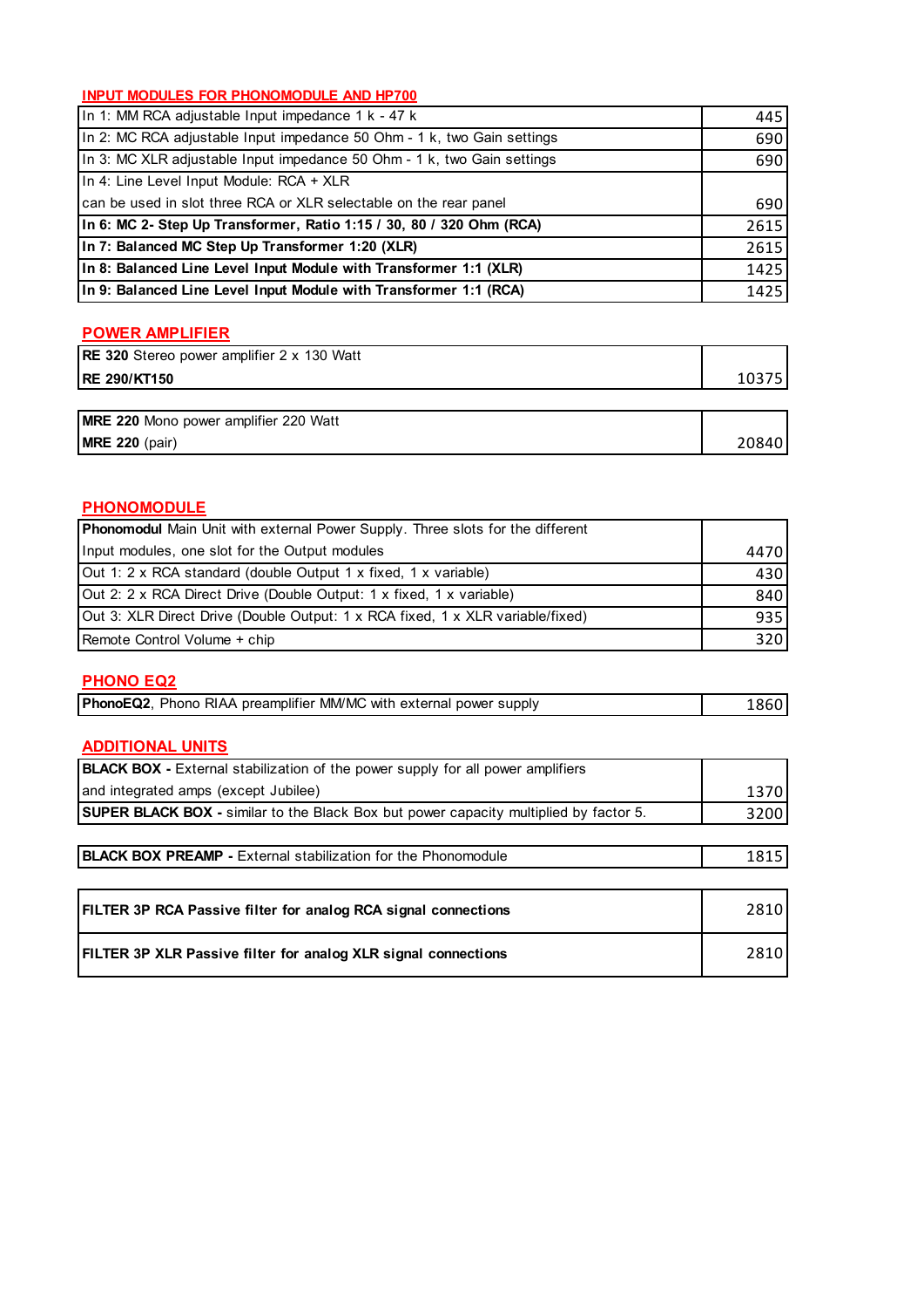## INPUT MODULES FOR PHONOMODULE AND HP700

| | |
|---|---|
| In 1: MM RCA adjustable Input impedance 1 k - 47 k | 445 |
| In 2: MC RCA adjustable Input impedance 50 Ohm - 1 k, two Gain settings | 690 |
| In 3: MC XLR adjustable Input impedance 50 Ohm - 1 k, two Gain settings | 690 |
| In 4: Line Level Input Module: RCA + XLR<br>can be used in slot three RCA or XLR selectable on the rear panel | 690 |
| **In 6: MC 2- Step Up Transformer, Ratio 1:15 / 30, 80 / 320 Ohm (RCA)** | 2615 |
| **In 7: Balanced MC Step Up Transformer 1:20 (XLR)** | 2615 |
| **In 8: Balanced Line Level Input Module with Transformer 1:1 (XLR)** | 1425 |
| **In 9: Balanced Line Level Input Module with Transformer 1:1 (RCA)** | 1425 |

## POWER AMPLIFIER

| | |
|---|---|
| **RE 320** Stereo power amplifier 2 x 130 Watt<br>**RE 290/KT150** | 10375 |

| | |
|---|---|
| **MRE 220** Mono power amplifier 220 Watt<br>**MRE 220** (pair) | 20840 |

## PHONOMODULE

| | |
|---|---|
| **Phonomodul** Main Unit with external Power Supply. Three slots for the different<br>Input modules, one slot for the Output modules | 4470 |
| Out 1: 2 x RCA standard (double Output 1 x fixed, 1 x variable) | 430 |
| Out 2: 2 x RCA Direct Drive (Double Output: 1 x fixed, 1 x variable) | 840 |
| Out 3: XLR Direct Drive (Double Output: 1 x RCA fixed, 1 x XLR variable/fixed) | 935 |
| Remote Control Volume + chip | 320 |

## PHONO EQ2

| | |
|---|---|
| **PhonoEQ2**, Phono RIAA preamplifier MM/MC with external power supply | 1860 |

## ADDITIONAL UNITS

| | |
|---|---|
| **BLACK BOX -** External stabilization of the power supply for all power amplifiers<br>and integrated amps (except Jubilee) | 1370 |
| **SUPER BLACK BOX -** similar to the Black Box but power capacity multiplied by factor 5. | 3200 |

| | |
|---|---|
| **BLACK BOX PREAMP -** External stabilization for the Phonomodule | 1815 |

| | |
|---|---|
| **FILTER 3P RCA Passive filter for analog RCA signal connections** | 2810 |
| **FILTER 3P XLR Passive filter for analog XLR signal connections** | 2810 |